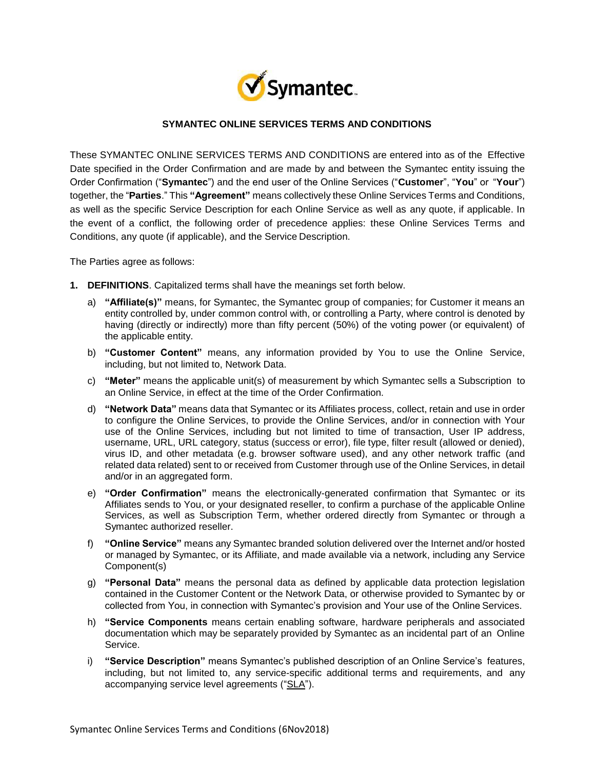# SYMANTEC ONLINE SERVICES TERMS AND CONDITIONS

These SYMANTEC ONLINE SERVICES TERMS AND CONDITIONS are entered into as of the Effective Date specified in the Order Confirmation and are made by and between the Symantec entity issuing the Order Confirmation ("**Symantec**") and the end user of the Online Services ("**Customer**", "**You**" or "**Your**") together, the "**Parties**." This **"Agreement"** means collectively these Online Services Terms and Conditions, as well as the specific Service Description for each Online Service as well as any quote, if applicable. In the event of a conflict, the following order of precedence applies: these Online Services Terms and Conditions, any quote (if applicable), and the Service Description.

The Parties agree as follows:

**1. DEFINITIONS**. Capitalized terms shall have the meanings set forth below.

a) **"Affiliate(s)"** means, for Symantec, the Symantec group of companies; for Customer it means an entity controlled by, under common control with, or controlling a Party, where control is denoted by having (directly or indirectly) more than fifty percent (50%) of the voting power (or equivalent) of the applicable entity.

b) **"Customer Content"** means, any information provided by You to use the Online Service, including, but not limited to, Network Data.

c) **"Meter"** means the applicable unit(s) of measurement by which Symantec sells a Subscription to an Online Service, in effect at the time of the Order Confirmation.

d) **"Network Data"** means data that Symantec or its Affiliates process, collect, retain and use in order to configure the Online Services, to provide the Online Services, and/or in connection with Your use of the Online Services, including but not limited to time of transaction, User IP address, username, URL, URL category, status (success or error), file type, filter result (allowed or denied), virus ID, and other metadata (e.g. browser software used), and any other network traffic (and related data related) sent to or received from Customer through use of the Online Services, in detail and/or in an aggregated form.

e) **"Order Confirmation"** means the electronically-generated confirmation that Symantec or its Affiliates sends to You, or your designated reseller, to confirm a purchase of the applicable Online Services, as well as Subscription Term, whether ordered directly from Symantec or through a Symantec authorized reseller.

f) **"Online Service"** means any Symantec branded solution delivered over the Internet and/or hosted or managed by Symantec, or its Affiliate, and made available via a network, including any Service Component(s)

g) **"Personal Data"** means the personal data as defined by applicable data protection legislation contained in the Customer Content or the Network Data, or otherwise provided to Symantec by or collected from You, in connection with Symantec's provision and Your use of the Online Services.

h) **"Service Components** means certain enabling software, hardware peripherals and associated documentation which may be separately provided by Symantec as an incidental part of an Online Service.

i) **"Service Description"** means Symantec's published description of an Online Service's features, including, but not limited to, any service-specific additional terms and requirements, and any accompanying service level agreements ("SLA").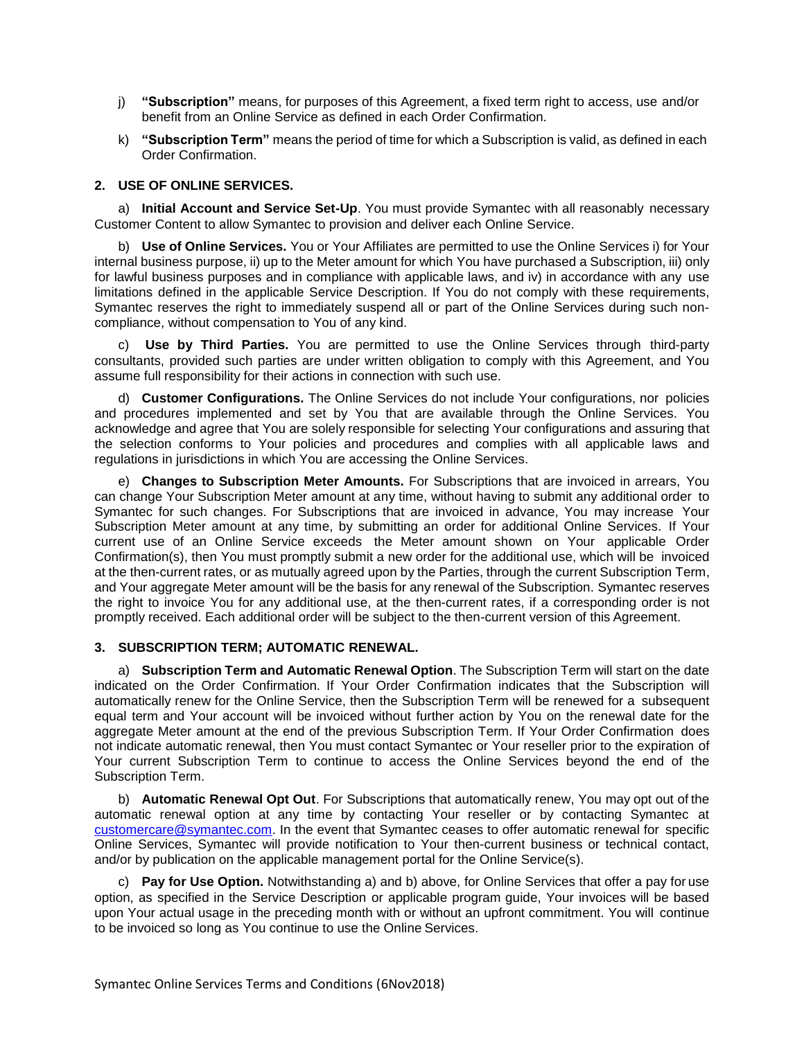j) **"Subscription"** means, for purposes of this Agreement, a fixed term right to access, use and/or benefit from an Online Service as defined in each Order Confirmation.

k) **"Subscription Term"** means the period of time for which a Subscription is valid, as defined in each Order Confirmation.

## 2. USE OF ONLINE SERVICES.

a) **Initial Account and Service Set-Up**. You must provide Symantec with all reasonably necessary Customer Content to allow Symantec to provision and deliver each Online Service.

b) **Use of Online Services.** You or Your Affiliates are permitted to use the Online Services i) for Your internal business purpose, ii) up to the Meter amount for which You have purchased a Subscription, iii) only for lawful business purposes and in compliance with applicable laws, and iv) in accordance with any use limitations defined in the applicable Service Description. If You do not comply with these requirements, Symantec reserves the right to immediately suspend all or part of the Online Services during such non-compliance, without compensation to You of any kind.

c) **Use by Third Parties.** You are permitted to use the Online Services through third-party consultants, provided such parties are under written obligation to comply with this Agreement, and You assume full responsibility for their actions in connection with such use.

d) **Customer Configurations.** The Online Services do not include Your configurations, nor policies and procedures implemented and set by You that are available through the Online Services. You acknowledge and agree that You are solely responsible for selecting Your configurations and assuring that the selection conforms to Your policies and procedures and complies with all applicable laws and regulations in jurisdictions in which You are accessing the Online Services.

e) **Changes to Subscription Meter Amounts.** For Subscriptions that are invoiced in arrears, You can change Your Subscription Meter amount at any time, without having to submit any additional order to Symantec for such changes. For Subscriptions that are invoiced in advance, You may increase Your Subscription Meter amount at any time, by submitting an order for additional Online Services. If Your current use of an Online Service exceeds the Meter amount shown on Your applicable Order Confirmation(s), then You must promptly submit a new order for the additional use, which will be invoiced at the then-current rates, or as mutually agreed upon by the Parties, through the current Subscription Term, and Your aggregate Meter amount will be the basis for any renewal of the Subscription. Symantec reserves the right to invoice You for any additional use, at the then-current rates, if a corresponding order is not promptly received. Each additional order will be subject to the then-current version of this Agreement.

## 3. SUBSCRIPTION TERM; AUTOMATIC RENEWAL.

a) **Subscription Term and Automatic Renewal Option**. The Subscription Term will start on the date indicated on the Order Confirmation. If Your Order Confirmation indicates that the Subscription will automatically renew for the Online Service, then the Subscription Term will be renewed for a subsequent equal term and Your account will be invoiced without further action by You on the renewal date for the aggregate Meter amount at the end of the previous Subscription Term. If Your Order Confirmation does not indicate automatic renewal, then You must contact Symantec or Your reseller prior to the expiration of Your current Subscription Term to continue to access the Online Services beyond the end of the Subscription Term.

b) **Automatic Renewal Opt Out**. For Subscriptions that automatically renew, You may opt out of the automatic renewal option at any time by contacting Your reseller or by contacting Symantec at customercare@symantec.com. In the event that Symantec ceases to offer automatic renewal for specific Online Services, Symantec will provide notification to Your then-current business or technical contact, and/or by publication on the applicable management portal for the Online Service(s).

c) **Pay for Use Option.** Notwithstanding a) and b) above, for Online Services that offer a pay for use option, as specified in the Service Description or applicable program guide, Your invoices will be based upon Your actual usage in the preceding month with or without an upfront commitment. You will continue to be invoiced so long as You continue to use the Online Services.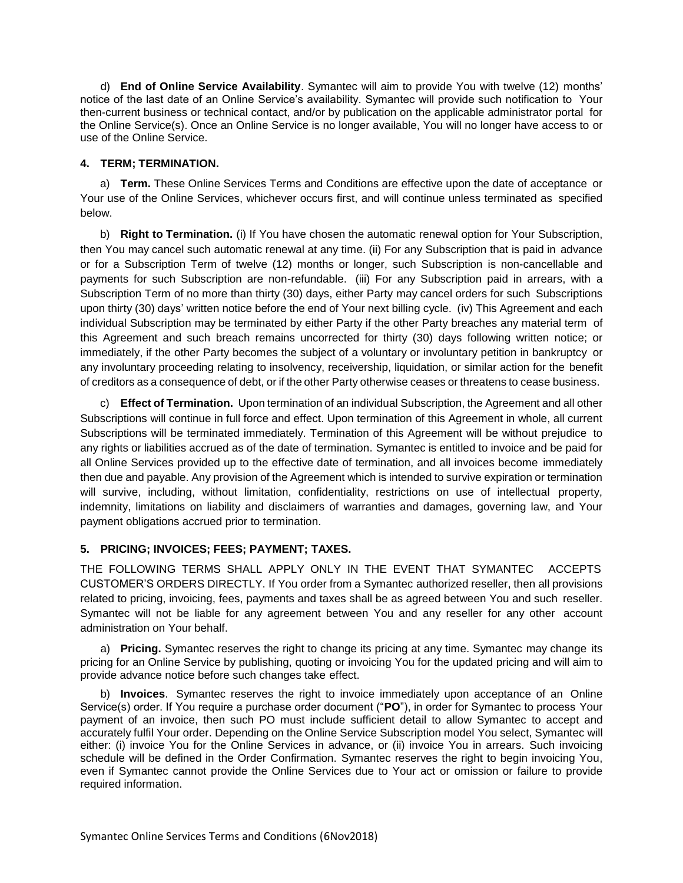d) **End of Online Service Availability**. Symantec will aim to provide You with twelve (12) months' notice of the last date of an Online Service's availability. Symantec will provide such notification to Your then-current business or technical contact, and/or by publication on the applicable administrator portal for the Online Service(s). Once an Online Service is no longer available, You will no longer have access to or use of the Online Service.

### 4. TERM; TERMINATION.

a) **Term.** These Online Services Terms and Conditions are effective upon the date of acceptance or Your use of the Online Services, whichever occurs first, and will continue unless terminated as specified below.

b) **Right to Termination.** (i) If You have chosen the automatic renewal option for Your Subscription, then You may cancel such automatic renewal at any time. (ii) For any Subscription that is paid in advance or for a Subscription Term of twelve (12) months or longer, such Subscription is non-cancellable and payments for such Subscription are non-refundable. (iii) For any Subscription paid in arrears, with a Subscription Term of no more than thirty (30) days, either Party may cancel orders for such Subscriptions upon thirty (30) days' written notice before the end of Your next billing cycle. (iv) This Agreement and each individual Subscription may be terminated by either Party if the other Party breaches any material term of this Agreement and such breach remains uncorrected for thirty (30) days following written notice; or immediately, if the other Party becomes the subject of a voluntary or involuntary petition in bankruptcy or any involuntary proceeding relating to insolvency, receivership, liquidation, or similar action for the benefit of creditors as a consequence of debt, or if the other Party otherwise ceases or threatens to cease business.

c) **Effect of Termination.** Upon termination of an individual Subscription, the Agreement and all other Subscriptions will continue in full force and effect. Upon termination of this Agreement in whole, all current Subscriptions will be terminated immediately. Termination of this Agreement will be without prejudice to any rights or liabilities accrued as of the date of termination. Symantec is entitled to invoice and be paid for all Online Services provided up to the effective date of termination, and all invoices become immediately then due and payable. Any provision of the Agreement which is intended to survive expiration or termination will survive, including, without limitation, confidentiality, restrictions on use of intellectual property, indemnity, limitations on liability and disclaimers of warranties and damages, governing law, and Your payment obligations accrued prior to termination.

### 5. PRICING; INVOICES; FEES; PAYMENT; TAXES.

THE FOLLOWING TERMS SHALL APPLY ONLY IN THE EVENT THAT SYMANTEC ACCEPTS CUSTOMER'S ORDERS DIRECTLY. If You order from a Symantec authorized reseller, then all provisions related to pricing, invoicing, fees, payments and taxes shall be as agreed between You and such reseller. Symantec will not be liable for any agreement between You and any reseller for any other account administration on Your behalf.

a) **Pricing.** Symantec reserves the right to change its pricing at any time. Symantec may change its pricing for an Online Service by publishing, quoting or invoicing You for the updated pricing and will aim to provide advance notice before such changes take effect.

b) **Invoices**. Symantec reserves the right to invoice immediately upon acceptance of an Online Service(s) order. If You require a purchase order document ("**PO**"), in order for Symantec to process Your payment of an invoice, then such PO must include sufficient detail to allow Symantec to accept and accurately fulfil Your order. Depending on the Online Service Subscription model You select, Symantec will either: (i) invoice You for the Online Services in advance, or (ii) invoice You in arrears. Such invoicing schedule will be defined in the Order Confirmation. Symantec reserves the right to begin invoicing You, even if Symantec cannot provide the Online Services due to Your act or omission or failure to provide required information.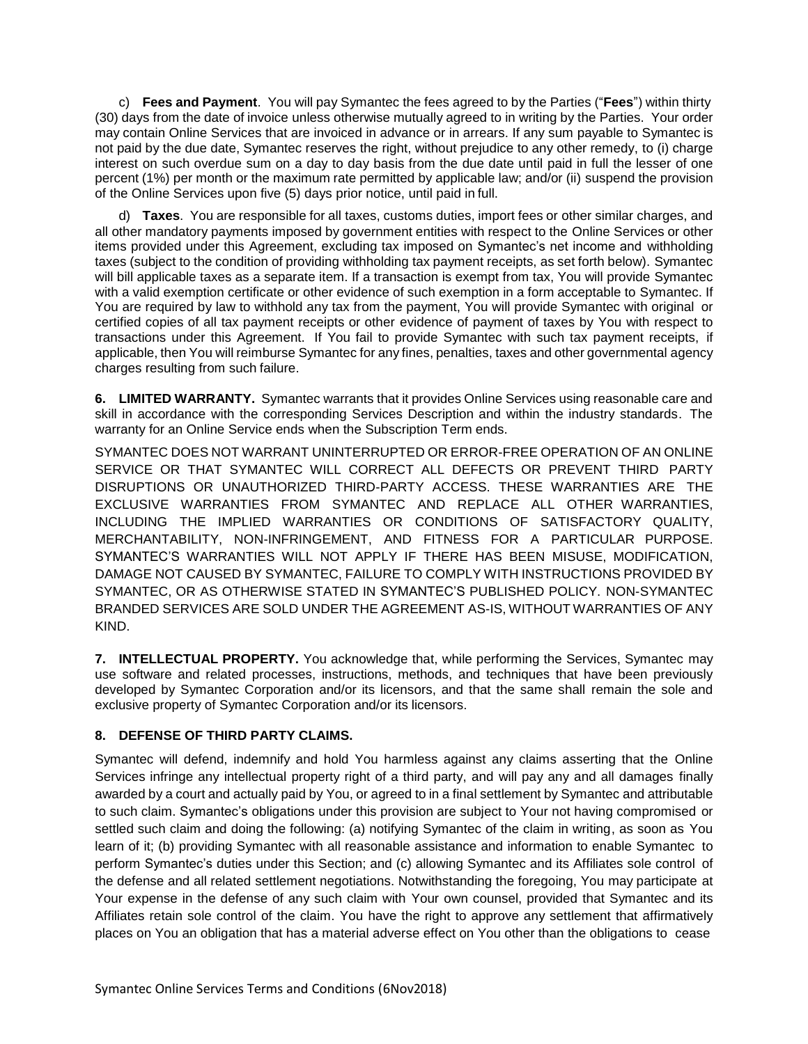c) **Fees and Payment**. You will pay Symantec the fees agreed to by the Parties ("**Fees**") within thirty (30) days from the date of invoice unless otherwise mutually agreed to in writing by the Parties. Your order may contain Online Services that are invoiced in advance or in arrears. If any sum payable to Symantec is not paid by the due date, Symantec reserves the right, without prejudice to any other remedy, to (i) charge interest on such overdue sum on a day to day basis from the due date until paid in full the lesser of one percent (1%) per month or the maximum rate permitted by applicable law; and/or (ii) suspend the provision of the Online Services upon five (5) days prior notice, until paid in full.

d) **Taxes**. You are responsible for all taxes, customs duties, import fees or other similar charges, and all other mandatory payments imposed by government entities with respect to the Online Services or other items provided under this Agreement, excluding tax imposed on Symantec's net income and withholding taxes (subject to the condition of providing withholding tax payment receipts, as set forth below). Symantec will bill applicable taxes as a separate item. If a transaction is exempt from tax, You will provide Symantec with a valid exemption certificate or other evidence of such exemption in a form acceptable to Symantec. If You are required by law to withhold any tax from the payment, You will provide Symantec with original or certified copies of all tax payment receipts or other evidence of payment of taxes by You with respect to transactions under this Agreement. If You fail to provide Symantec with such tax payment receipts, if applicable, then You will reimburse Symantec for any fines, penalties, taxes and other governmental agency charges resulting from such failure.

**6. LIMITED WARRANTY.** Symantec warrants that it provides Online Services using reasonable care and skill in accordance with the corresponding Services Description and within the industry standards. The warranty for an Online Service ends when the Subscription Term ends.

SYMANTEC DOES NOT WARRANT UNINTERRUPTED OR ERROR-FREE OPERATION OF AN ONLINE SERVICE OR THAT SYMANTEC WILL CORRECT ALL DEFECTS OR PREVENT THIRD PARTY DISRUPTIONS OR UNAUTHORIZED THIRD-PARTY ACCESS. THESE WARRANTIES ARE THE EXCLUSIVE WARRANTIES FROM SYMANTEC AND REPLACE ALL OTHER WARRANTIES, INCLUDING THE IMPLIED WARRANTIES OR CONDITIONS OF SATISFACTORY QUALITY, MERCHANTABILITY, NON-INFRINGEMENT, AND FITNESS FOR A PARTICULAR PURPOSE. SYMANTEC'S WARRANTIES WILL NOT APPLY IF THERE HAS BEEN MISUSE, MODIFICATION, DAMAGE NOT CAUSED BY SYMANTEC, FAILURE TO COMPLY WITH INSTRUCTIONS PROVIDED BY SYMANTEC, OR AS OTHERWISE STATED IN SYMANTEC'S PUBLISHED POLICY. NON-SYMANTEC BRANDED SERVICES ARE SOLD UNDER THE AGREEMENT AS-IS, WITHOUT WARRANTIES OF ANY KIND.

**7. INTELLECTUAL PROPERTY.** You acknowledge that, while performing the Services, Symantec may use software and related processes, instructions, methods, and techniques that have been previously developed by Symantec Corporation and/or its licensors, and that the same shall remain the sole and exclusive property of Symantec Corporation and/or its licensors.

**8. DEFENSE OF THIRD PARTY CLAIMS.**

Symantec will defend, indemnify and hold You harmless against any claims asserting that the Online Services infringe any intellectual property right of a third party, and will pay any and all damages finally awarded by a court and actually paid by You, or agreed to in a final settlement by Symantec and attributable to such claim. Symantec's obligations under this provision are subject to Your not having compromised or settled such claim and doing the following: (a) notifying Symantec of the claim in writing, as soon as You learn of it; (b) providing Symantec with all reasonable assistance and information to enable Symantec to perform Symantec's duties under this Section; and (c) allowing Symantec and its Affiliates sole control of the defense and all related settlement negotiations. Notwithstanding the foregoing, You may participate at Your expense in the defense of any such claim with Your own counsel, provided that Symantec and its Affiliates retain sole control of the claim. You have the right to approve any settlement that affirmatively places on You an obligation that has a material adverse effect on You other than the obligations to cease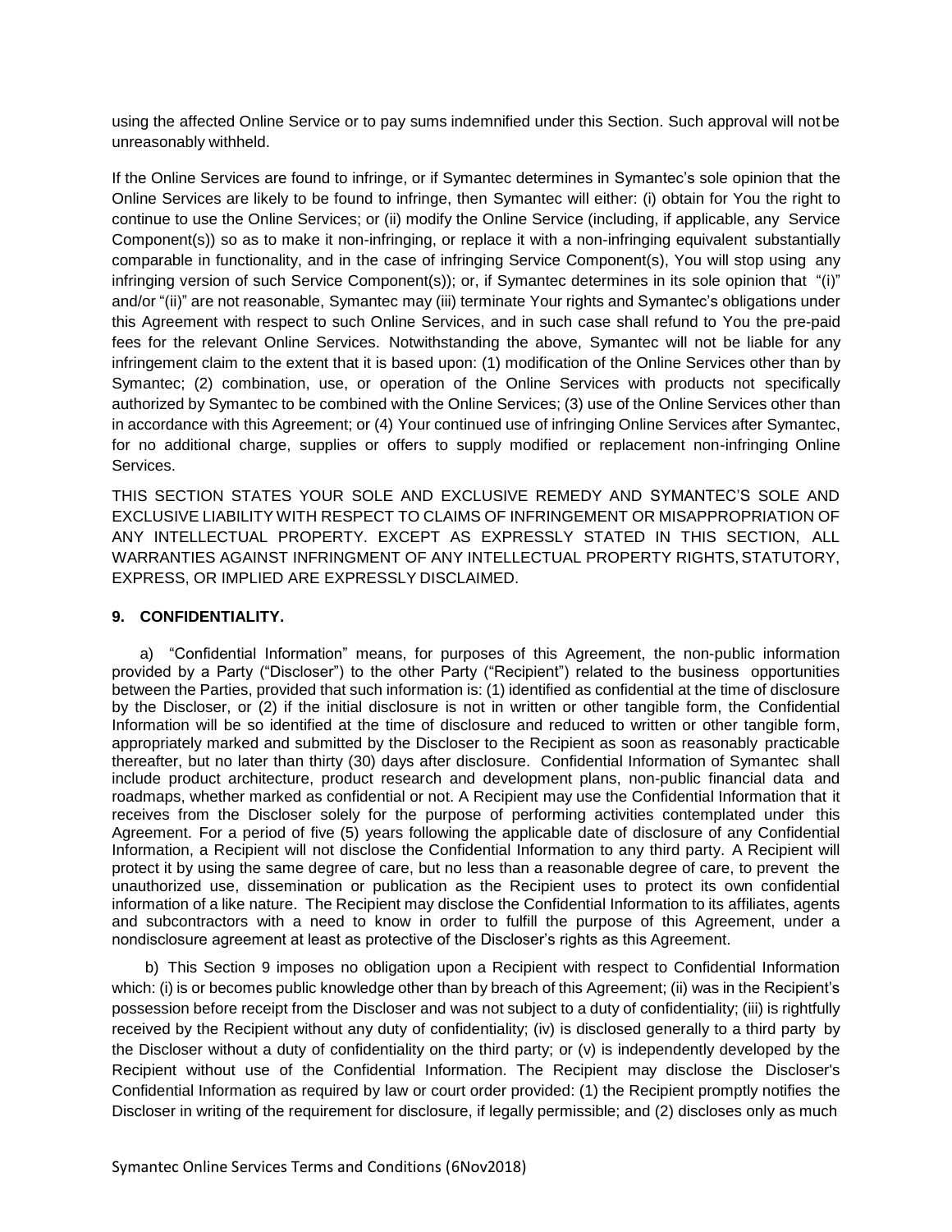using the affected Online Service or to pay sums indemnified under this Section. Such approval will not be unreasonably withheld.

If the Online Services are found to infringe, or if Symantec determines in Symantec's sole opinion that the Online Services are likely to be found to infringe, then Symantec will either: (i) obtain for You the right to continue to use the Online Services; or (ii) modify the Online Service (including, if applicable, any Service Component(s)) so as to make it non-infringing, or replace it with a non-infringing equivalent substantially comparable in functionality, and in the case of infringing Service Component(s), You will stop using any infringing version of such Service Component(s)); or, if Symantec determines in its sole opinion that "(i)" and/or "(ii)" are not reasonable, Symantec may (iii) terminate Your rights and Symantec's obligations under this Agreement with respect to such Online Services, and in such case shall refund to You the pre-paid fees for the relevant Online Services. Notwithstanding the above, Symantec will not be liable for any infringement claim to the extent that it is based upon: (1) modification of the Online Services other than by Symantec; (2) combination, use, or operation of the Online Services with products not specifically authorized by Symantec to be combined with the Online Services; (3) use of the Online Services other than in accordance with this Agreement; or (4) Your continued use of infringing Online Services after Symantec, for no additional charge, supplies or offers to supply modified or replacement non-infringing Online Services.

THIS SECTION STATES YOUR SOLE AND EXCLUSIVE REMEDY AND SYMANTEC'S SOLE AND EXCLUSIVE LIABILITY WITH RESPECT TO CLAIMS OF INFRINGEMENT OR MISAPPROPRIATION OF ANY INTELLECTUAL PROPERTY. EXCEPT AS EXPRESSLY STATED IN THIS SECTION, ALL WARRANTIES AGAINST INFRINGMENT OF ANY INTELLECTUAL PROPERTY RIGHTS, STATUTORY, EXPRESS, OR IMPLIED ARE EXPRESSLY DISCLAIMED.

**9. CONFIDENTIALITY.**

a) "Confidential Information" means, for purposes of this Agreement, the non-public information provided by a Party ("Discloser") to the other Party ("Recipient") related to the business opportunities between the Parties, provided that such information is: (1) identified as confidential at the time of disclosure by the Discloser, or (2) if the initial disclosure is not in written or other tangible form, the Confidential Information will be so identified at the time of disclosure and reduced to written or other tangible form, appropriately marked and submitted by the Discloser to the Recipient as soon as reasonably practicable thereafter, but no later than thirty (30) days after disclosure. Confidential Information of Symantec shall include product architecture, product research and development plans, non-public financial data and roadmaps, whether marked as confidential or not. A Recipient may use the Confidential Information that it receives from the Discloser solely for the purpose of performing activities contemplated under this Agreement. For a period of five (5) years following the applicable date of disclosure of any Confidential Information, a Recipient will not disclose the Confidential Information to any third party. A Recipient will protect it by using the same degree of care, but no less than a reasonable degree of care, to prevent the unauthorized use, dissemination or publication as the Recipient uses to protect its own confidential information of a like nature. The Recipient may disclose the Confidential Information to its affiliates, agents and subcontractors with a need to know in order to fulfill the purpose of this Agreement, under a nondisclosure agreement at least as protective of the Discloser's rights as this Agreement.

b) This Section 9 imposes no obligation upon a Recipient with respect to Confidential Information which: (i) is or becomes public knowledge other than by breach of this Agreement; (ii) was in the Recipient's possession before receipt from the Discloser and was not subject to a duty of confidentiality; (iii) is rightfully received by the Recipient without any duty of confidentiality; (iv) is disclosed generally to a third party by the Discloser without a duty of confidentiality on the third party; or (v) is independently developed by the Recipient without use of the Confidential Information. The Recipient may disclose the Discloser's Confidential Information as required by law or court order provided: (1) the Recipient promptly notifies the Discloser in writing of the requirement for disclosure, if legally permissible; and (2) discloses only as much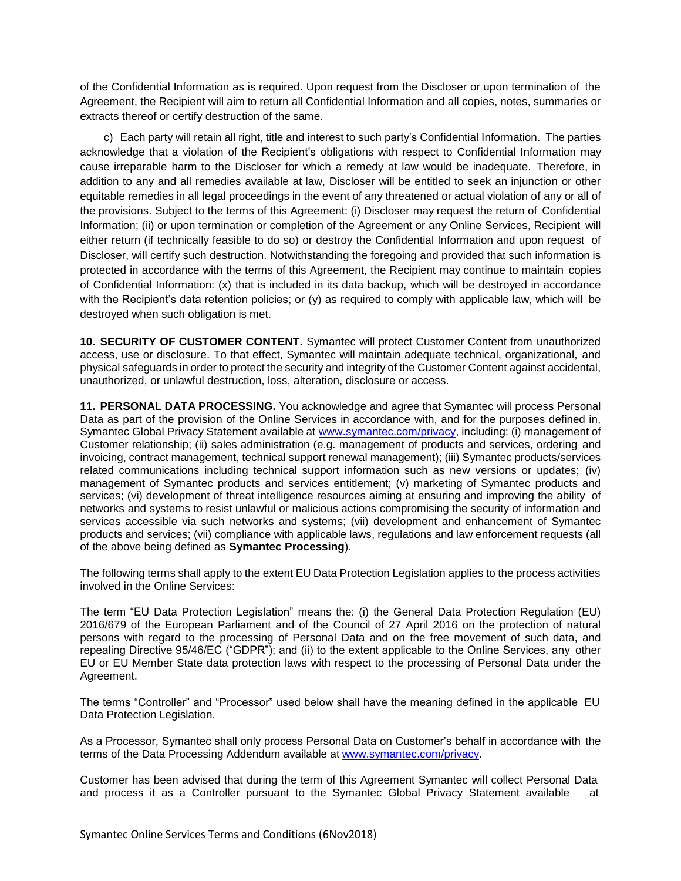of the Confidential Information as is required. Upon request from the Discloser or upon termination of the Agreement, the Recipient will aim to return all Confidential Information and all copies, notes, summaries or extracts thereof or certify destruction of the same.

c) Each party will retain all right, title and interest to such party's Confidential Information. The parties acknowledge that a violation of the Recipient's obligations with respect to Confidential Information may cause irreparable harm to the Discloser for which a remedy at law would be inadequate. Therefore, in addition to any and all remedies available at law, Discloser will be entitled to seek an injunction or other equitable remedies in all legal proceedings in the event of any threatened or actual violation of any or all of the provisions. Subject to the terms of this Agreement: (i) Discloser may request the return of Confidential Information; (ii) or upon termination or completion of the Agreement or any Online Services, Recipient will either return (if technically feasible to do so) or destroy the Confidential Information and upon request of Discloser, will certify such destruction. Notwithstanding the foregoing and provided that such information is protected in accordance with the terms of this Agreement, the Recipient may continue to maintain copies of Confidential Information: (x) that is included in its data backup, which will be destroyed in accordance with the Recipient's data retention policies; or (y) as required to comply with applicable law, which will be destroyed when such obligation is met.

**10. SECURITY OF CUSTOMER CONTENT.** Symantec will protect Customer Content from unauthorized access, use or disclosure. To that effect, Symantec will maintain adequate technical, organizational, and physical safeguards in order to protect the security and integrity of the Customer Content against accidental, unauthorized, or unlawful destruction, loss, alteration, disclosure or access.

**11. PERSONAL DATA PROCESSING.** You acknowledge and agree that Symantec will process Personal Data as part of the provision of the Online Services in accordance with, and for the purposes defined in, Symantec Global Privacy Statement available at [www.symantec.com/privacy](www.symantec.com/privacy), including: (i) management of Customer relationship; (ii) sales administration (e.g. management of products and services, ordering and invoicing, contract management, technical support renewal management); (iii) Symantec products/services related communications including technical support information such as new versions or updates; (iv) management of Symantec products and services entitlement; (v) marketing of Symantec products and services; (vi) development of threat intelligence resources aiming at ensuring and improving the ability of networks and systems to resist unlawful or malicious actions compromising the security of information and services accessible via such networks and systems; (vii) development and enhancement of Symantec products and services; (vii) compliance with applicable laws, regulations and law enforcement requests (all of the above being defined as **Symantec Processing**).

The following terms shall apply to the extent EU Data Protection Legislation applies to the process activities involved in the Online Services:

The term "EU Data Protection Legislation" means the: (i) the General Data Protection Regulation (EU) 2016/679 of the European Parliament and of the Council of 27 April 2016 on the protection of natural persons with regard to the processing of Personal Data and on the free movement of such data, and repealing Directive 95/46/EC ("GDPR"); and (ii) to the extent applicable to the Online Services, any other EU or EU Member State data protection laws with respect to the processing of Personal Data under the Agreement.

The terms "Controller" and "Processor" used below shall have the meaning defined in the applicable EU Data Protection Legislation.

As a Processor, Symantec shall only process Personal Data on Customer's behalf in accordance with the terms of the Data Processing Addendum available at [www.symantec.com/privacy](www.symantec.com/privacy).

Customer has been advised that during the term of this Agreement Symantec will collect Personal Data and process it as a Controller pursuant to the Symantec Global Privacy Statement available at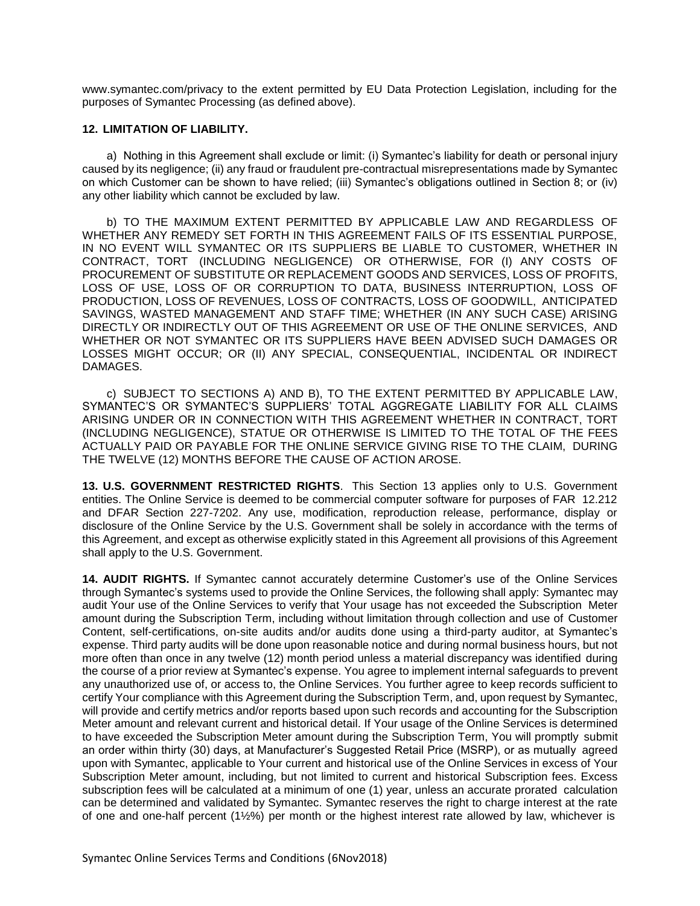www.symantec.com/privacy to the extent permitted by EU Data Protection Legislation, including for the purposes of Symantec Processing (as defined above).

**12. LIMITATION OF LIABILITY.**

a) Nothing in this Agreement shall exclude or limit: (i) Symantec's liability for death or personal injury caused by its negligence; (ii) any fraud or fraudulent pre-contractual misrepresentations made by Symantec on which Customer can be shown to have relied; (iii) Symantec's obligations outlined in Section 8; or (iv) any other liability which cannot be excluded by law.

b) TO THE MAXIMUM EXTENT PERMITTED BY APPLICABLE LAW AND REGARDLESS OF WHETHER ANY REMEDY SET FORTH IN THIS AGREEMENT FAILS OF ITS ESSENTIAL PURPOSE, IN NO EVENT WILL SYMANTEC OR ITS SUPPLIERS BE LIABLE TO CUSTOMER, WHETHER IN CONTRACT, TORT (INCLUDING NEGLIGENCE) OR OTHERWISE, FOR (I) ANY COSTS OF PROCUREMENT OF SUBSTITUTE OR REPLACEMENT GOODS AND SERVICES, LOSS OF PROFITS, LOSS OF USE, LOSS OF OR CORRUPTION TO DATA, BUSINESS INTERRUPTION, LOSS OF PRODUCTION, LOSS OF REVENUES, LOSS OF CONTRACTS, LOSS OF GOODWILL, ANTICIPATED SAVINGS, WASTED MANAGEMENT AND STAFF TIME; WHETHER (IN ANY SUCH CASE) ARISING DIRECTLY OR INDIRECTLY OUT OF THIS AGREEMENT OR USE OF THE ONLINE SERVICES, AND WHETHER OR NOT SYMANTEC OR ITS SUPPLIERS HAVE BEEN ADVISED SUCH DAMAGES OR LOSSES MIGHT OCCUR; OR (II) ANY SPECIAL, CONSEQUENTIAL, INCIDENTAL OR INDIRECT DAMAGES.

c) SUBJECT TO SECTIONS A) AND B), TO THE EXTENT PERMITTED BY APPLICABLE LAW, SYMANTEC'S OR SYMANTEC'S SUPPLIERS' TOTAL AGGREGATE LIABILITY FOR ALL CLAIMS ARISING UNDER OR IN CONNECTION WITH THIS AGREEMENT WHETHER IN CONTRACT, TORT (INCLUDING NEGLIGENCE), STATUE OR OTHERWISE IS LIMITED TO THE TOTAL OF THE FEES ACTUALLY PAID OR PAYABLE FOR THE ONLINE SERVICE GIVING RISE TO THE CLAIM, DURING THE TWELVE (12) MONTHS BEFORE THE CAUSE OF ACTION AROSE.

**13. U.S. GOVERNMENT RESTRICTED RIGHTS**. This Section 13 applies only to U.S. Government entities. The Online Service is deemed to be commercial computer software for purposes of FAR 12.212 and DFAR Section 227-7202. Any use, modification, reproduction release, performance, display or disclosure of the Online Service by the U.S. Government shall be solely in accordance with the terms of this Agreement, and except as otherwise explicitly stated in this Agreement all provisions of this Agreement shall apply to the U.S. Government.

**14. AUDIT RIGHTS.** If Symantec cannot accurately determine Customer's use of the Online Services through Symantec's systems used to provide the Online Services, the following shall apply: Symantec may audit Your use of the Online Services to verify that Your usage has not exceeded the Subscription Meter amount during the Subscription Term, including without limitation through collection and use of Customer Content, self-certifications, on-site audits and/or audits done using a third-party auditor, at Symantec's expense. Third party audits will be done upon reasonable notice and during normal business hours, but not more often than once in any twelve (12) month period unless a material discrepancy was identified during the course of a prior review at Symantec's expense. You agree to implement internal safeguards to prevent any unauthorized use of, or access to, the Online Services. You further agree to keep records sufficient to certify Your compliance with this Agreement during the Subscription Term, and, upon request by Symantec, will provide and certify metrics and/or reports based upon such records and accounting for the Subscription Meter amount and relevant current and historical detail. If Your usage of the Online Services is determined to have exceeded the Subscription Meter amount during the Subscription Term, You will promptly submit an order within thirty (30) days, at Manufacturer's Suggested Retail Price (MSRP), or as mutually agreed upon with Symantec, applicable to Your current and historical use of the Online Services in excess of Your Subscription Meter amount, including, but not limited to current and historical Subscription fees. Excess subscription fees will be calculated at a minimum of one (1) year, unless an accurate prorated calculation can be determined and validated by Symantec. Symantec reserves the right to charge interest at the rate of one and one-half percent (1½%) per month or the highest interest rate allowed by law, whichever is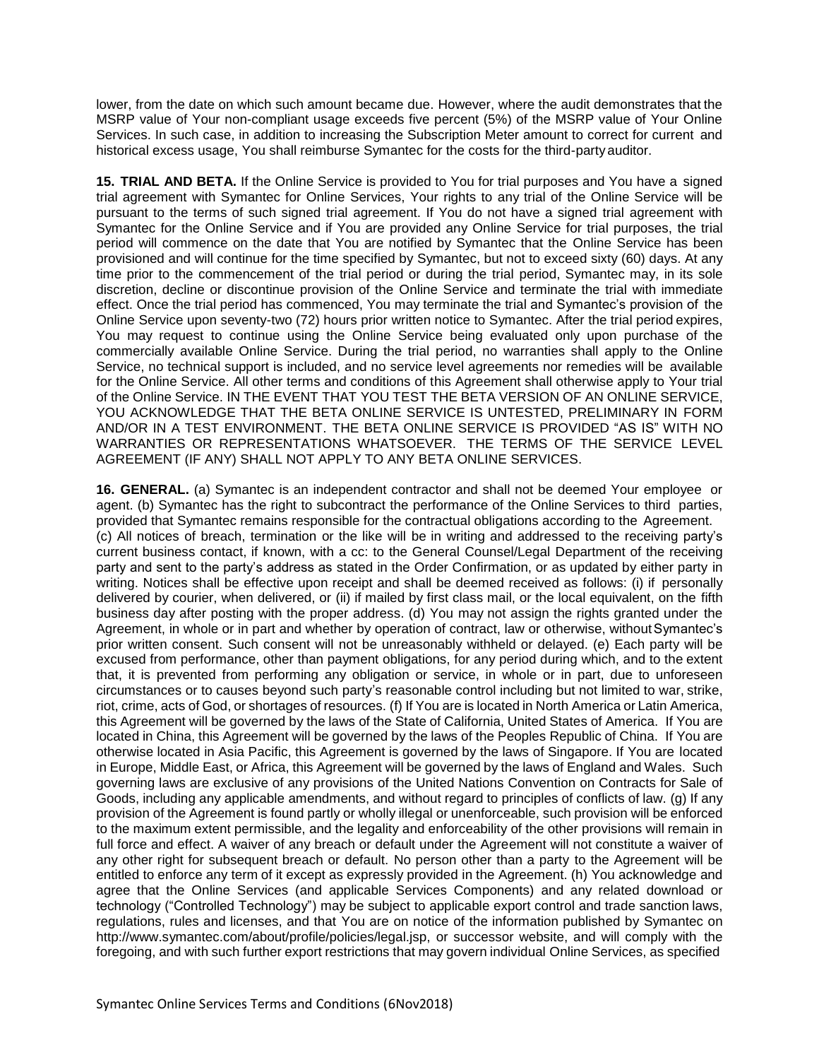lower, from the date on which such amount became due. However, where the audit demonstrates that the MSRP value of Your non-compliant usage exceeds five percent (5%) of the MSRP value of Your Online Services. In such case, in addition to increasing the Subscription Meter amount to correct for current and historical excess usage, You shall reimburse Symantec for the costs for the third-party auditor.

**15. TRIAL AND BETA.** If the Online Service is provided to You for trial purposes and You have a signed trial agreement with Symantec for Online Services, Your rights to any trial of the Online Service will be pursuant to the terms of such signed trial agreement. If You do not have a signed trial agreement with Symantec for the Online Service and if You are provided any Online Service for trial purposes, the trial period will commence on the date that You are notified by Symantec that the Online Service has been provisioned and will continue for the time specified by Symantec, but not to exceed sixty (60) days. At any time prior to the commencement of the trial period or during the trial period, Symantec may, in its sole discretion, decline or discontinue provision of the Online Service and terminate the trial with immediate effect. Once the trial period has commenced, You may terminate the trial and Symantec's provision of the Online Service upon seventy-two (72) hours prior written notice to Symantec. After the trial period expires, You may request to continue using the Online Service being evaluated only upon purchase of the commercially available Online Service. During the trial period, no warranties shall apply to the Online Service, no technical support is included, and no service level agreements nor remedies will be available for the Online Service. All other terms and conditions of this Agreement shall otherwise apply to Your trial of the Online Service. IN THE EVENT THAT YOU TEST THE BETA VERSION OF AN ONLINE SERVICE, YOU ACKNOWLEDGE THAT THE BETA ONLINE SERVICE IS UNTESTED, PRELIMINARY IN FORM AND/OR IN A TEST ENVIRONMENT. THE BETA ONLINE SERVICE IS PROVIDED "AS IS" WITH NO WARRANTIES OR REPRESENTATIONS WHATSOEVER. THE TERMS OF THE SERVICE LEVEL AGREEMENT (IF ANY) SHALL NOT APPLY TO ANY BETA ONLINE SERVICES.

**16. GENERAL.** (a) Symantec is an independent contractor and shall not be deemed Your employee or agent. (b) Symantec has the right to subcontract the performance of the Online Services to third parties, provided that Symantec remains responsible for the contractual obligations according to the Agreement. (c) All notices of breach, termination or the like will be in writing and addressed to the receiving party's current business contact, if known, with a cc: to the General Counsel/Legal Department of the receiving party and sent to the party's address as stated in the Order Confirmation, or as updated by either party in writing. Notices shall be effective upon receipt and shall be deemed received as follows: (i) if personally delivered by courier, when delivered, or (ii) if mailed by first class mail, or the local equivalent, on the fifth business day after posting with the proper address. (d) You may not assign the rights granted under the Agreement, in whole or in part and whether by operation of contract, law or otherwise, without Symantec's prior written consent. Such consent will not be unreasonably withheld or delayed. (e) Each party will be excused from performance, other than payment obligations, for any period during which, and to the extent that, it is prevented from performing any obligation or service, in whole or in part, due to unforeseen circumstances or to causes beyond such party's reasonable control including but not limited to war, strike, riot, crime, acts of God, or shortages of resources. (f) If You are is located in North America or Latin America, this Agreement will be governed by the laws of the State of California, United States of America. If You are located in China, this Agreement will be governed by the laws of the Peoples Republic of China. If You are otherwise located in Asia Pacific, this Agreement is governed by the laws of Singapore. If You are located in Europe, Middle East, or Africa, this Agreement will be governed by the laws of England and Wales. Such governing laws are exclusive of any provisions of the United Nations Convention on Contracts for Sale of Goods, including any applicable amendments, and without regard to principles of conflicts of law. (g) If any provision of the Agreement is found partly or wholly illegal or unenforceable, such provision will be enforced to the maximum extent permissible, and the legality and enforceability of the other provisions will remain in full force and effect. A waiver of any breach or default under the Agreement will not constitute a waiver of any other right for subsequent breach or default. No person other than a party to the Agreement will be entitled to enforce any term of it except as expressly provided in the Agreement. (h) You acknowledge and agree that the Online Services (and applicable Services Components) and any related download or technology ("Controlled Technology") may be subject to applicable export control and trade sanction laws, regulations, rules and licenses, and that You are on notice of the information published by Symantec on http://www.symantec.com/about/profile/policies/legal.jsp, or successor website, and will comply with the foregoing, and with such further export restrictions that may govern individual Online Services, as specified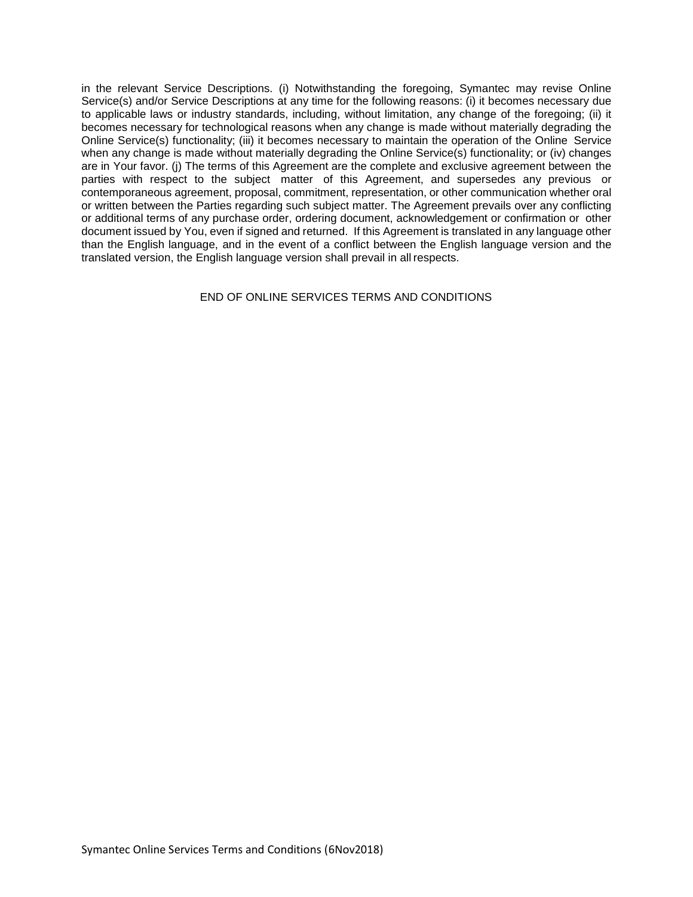in the relevant Service Descriptions. (i) Notwithstanding the foregoing, Symantec may revise Online Service(s) and/or Service Descriptions at any time for the following reasons: (i) it becomes necessary due to applicable laws or industry standards, including, without limitation, any change of the foregoing; (ii) it becomes necessary for technological reasons when any change is made without materially degrading the Online Service(s) functionality; (iii) it becomes necessary to maintain the operation of the Online Service when any change is made without materially degrading the Online Service(s) functionality; or (iv) changes are in Your favor. (j) The terms of this Agreement are the complete and exclusive agreement between the parties with respect to the subject matter of this Agreement, and supersedes any previous or contemporaneous agreement, proposal, commitment, representation, or other communication whether oral or written between the Parties regarding such subject matter. The Agreement prevails over any conflicting or additional terms of any purchase order, ordering document, acknowledgement or confirmation or other document issued by You, even if signed and returned. If this Agreement is translated in any language other than the English language, and in the event of a conflict between the English language version and the translated version, the English language version shall prevail in all respects.

END OF ONLINE SERVICES TERMS AND CONDITIONS